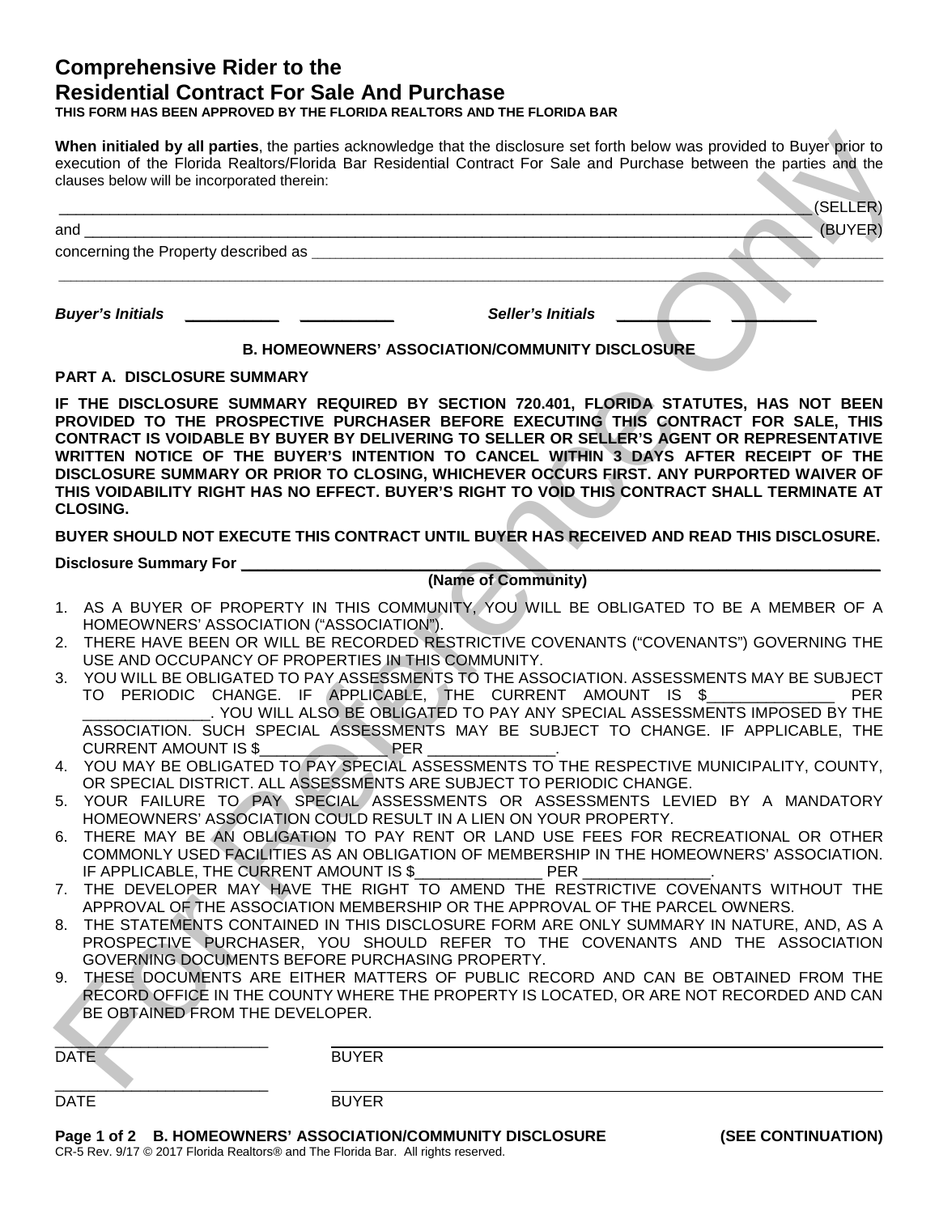# Comprehensive Rider to the Residential Contract For Sale And Purchase

**THIS FORM HAS BEEN APPROVED BY THE FLORIDA REALTORS AND THE FLORIDA BAR**

**When initialed by all parties**, the parties acknowledge that the disclosure set forth below was provided to Buyer prior to execution of the Florida Realtors/Florida Bar Residential Contract For Sale and Purchase between the parties and the clauses below will be incorporated therein:

_______________________________________________________________________________ (SELLER)

and ___________________________________________________________________________ (BUYER)

concerning the Property described as ___________________________________________________

_______________________________________________________________________________

***Buyer's Initials*** __________ __________ ***Seller's Initials*** __________ __________

## B. HOMEOWNERS' ASSOCIATION/COMMUNITY DISCLOSURE

**PART A. DISCLOSURE SUMMARY**

**IF THE DISCLOSURE SUMMARY REQUIRED BY SECTION 720.401, FLORIDA STATUTES, HAS NOT BEEN PROVIDED TO THE PROSPECTIVE PURCHASER BEFORE EXECUTING THIS CONTRACT FOR SALE, THIS CONTRACT IS VOIDABLE BY BUYER BY DELIVERING TO SELLER OR SELLER'S AGENT OR REPRESENTATIVE WRITTEN NOTICE OF THE BUYER'S INTENTION TO CANCEL WITHIN 3 DAYS AFTER RECEIPT OF THE DISCLOSURE SUMMARY OR PRIOR TO CLOSING, WHICHEVER OCCURS FIRST. ANY PURPORTED WAIVER OF THIS VOIDABILITY RIGHT HAS NO EFFECT. BUYER'S RIGHT TO VOID THIS CONTRACT SHALL TERMINATE AT CLOSING.**

**BUYER SHOULD NOT EXECUTE THIS CONTRACT UNTIL BUYER HAS RECEIVED AND READ THIS DISCLOSURE.**

**Disclosure Summary For** _______________________________________________
**(Name of Community)**

1. AS A BUYER OF PROPERTY IN THIS COMMUNITY, YOU WILL BE OBLIGATED TO BE A MEMBER OF A HOMEOWNERS' ASSOCIATION ("ASSOCIATION").
2. THERE HAVE BEEN OR WILL BE RECORDED RESTRICTIVE COVENANTS ("COVENANTS") GOVERNING THE USE AND OCCUPANCY OF PROPERTIES IN THIS COMMUNITY.
3. YOU WILL BE OBLIGATED TO PAY ASSESSMENTS TO THE ASSOCIATION. ASSESSMENTS MAY BE SUBJECT TO PERIODIC CHANGE. IF APPLICABLE, THE CURRENT AMOUNT IS $_______________ PER _______________. YOU WILL ALSO BE OBLIGATED TO PAY ANY SPECIAL ASSESSMENTS IMPOSED BY THE ASSOCIATION. SUCH SPECIAL ASSESSMENTS MAY BE SUBJECT TO CHANGE. IF APPLICABLE, THE CURRENT AMOUNT IS $_______________ PER _______________.
4. YOU MAY BE OBLIGATED TO PAY SPECIAL ASSESSMENTS TO THE RESPECTIVE MUNICIPALITY, COUNTY, OR SPECIAL DISTRICT. ALL ASSESSMENTS ARE SUBJECT TO PERIODIC CHANGE.
5. YOUR FAILURE TO PAY SPECIAL ASSESSMENTS OR ASSESSMENTS LEVIED BY A MANDATORY HOMEOWNERS' ASSOCIATION COULD RESULT IN A LIEN ON YOUR PROPERTY.
6. THERE MAY BE AN OBLIGATION TO PAY RENT OR LAND USE FEES FOR RECREATIONAL OR OTHER COMMONLY USED FACILITIES AS AN OBLIGATION OF MEMBERSHIP IN THE HOMEOWNERS' ASSOCIATION. IF APPLICABLE, THE CURRENT AMOUNT IS $_______________ PER _______________.
7. THE DEVELOPER MAY HAVE THE RIGHT TO AMEND THE RESTRICTIVE COVENANTS WITHOUT THE APPROVAL OF THE ASSOCIATION MEMBERSHIP OR THE APPROVAL OF THE PARCEL OWNERS.
8. THE STATEMENTS CONTAINED IN THIS DISCLOSURE FORM ARE ONLY SUMMARY IN NATURE, AND, AS A PROSPECTIVE PURCHASER, YOU SHOULD REFER TO THE COVENANTS AND THE ASSOCIATION GOVERNING DOCUMENTS BEFORE PURCHASING PROPERTY.
9. THESE DOCUMENTS ARE EITHER MATTERS OF PUBLIC RECORD AND CAN BE OBTAINED FROM THE RECORD OFFICE IN THE COUNTY WHERE THE PROPERTY IS LOCATED, OR ARE NOT RECORDED AND CAN BE OBTAINED FROM THE DEVELOPER.

_______________________ _______________________________________
DATE BUYER

_______________________ _______________________________________
DATE BUYER

**B. HOMEOWNERS' ASSOCIATION/COMMUNITY DISCLOSURE** **(SEE CONTINUATION)**

CR-5 Rev. 9/17 © 2017 Florida Realtors® and The Florida Bar. All rights reserved.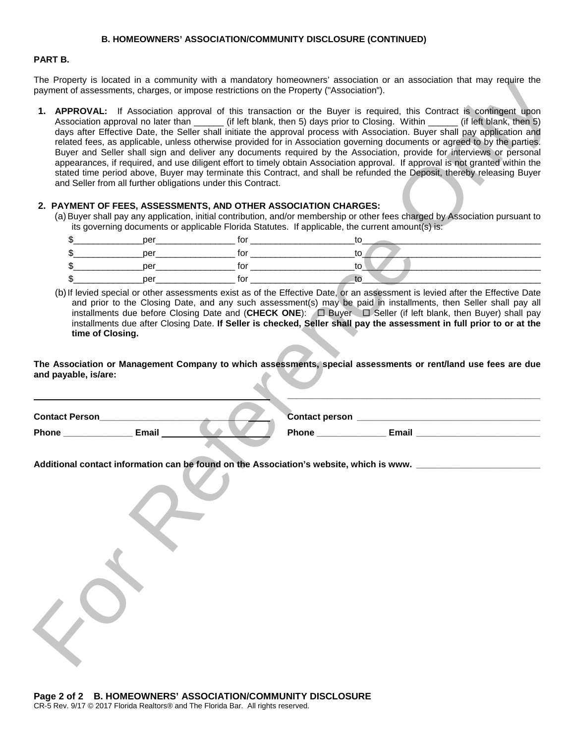**B. HOMEOWNERS' ASSOCIATION/COMMUNITY DISCLOSURE (CONTINUED)**

**PART B.**

The Property is located in a community with a mandatory homeowners' association or an association that may require the payment of assessments, charges, or impose restrictions on the Property ("Association").

1. **APPROVAL:** If Association approval of this transaction or the Buyer is required, this Contract is contingent upon Association approval no later than ______ (if left blank, then 5) days prior to Closing. Within ______ (if left blank, then 5) days after Effective Date, the Seller shall initiate the approval process with Association. Buyer shall pay application and related fees, as applicable, unless otherwise provided for in Association governing documents or agreed to by the parties. Buyer and Seller shall sign and deliver any documents required by the Association, provide for interviews or personal appearances, if required, and use diligent effort to timely obtain Association approval. If approval is not granted within the stated time period above, Buyer may terminate this Contract, and shall be refunded the Deposit, thereby releasing Buyer and Seller from all further obligations under this Contract.

2. **PAYMENT OF FEES, ASSESSMENTS, AND OTHER ASSOCIATION CHARGES:**

   (a) Buyer shall pay any application, initial contribution, and/or membership or other fees charged by Association pursuant to its governing documents or applicable Florida Statutes. If applicable, the current amount(s) is:

   $______________per________________ for _____________________to_____________________________________

   $______________per________________ for _____________________to_____________________________________

   $______________per________________ for _____________________to_____________________________________

   $______________per________________ for _____________________to_____________________________________

   (b) If levied special or other assessments exist as of the Effective Date, or an assessment is levied after the Effective Date and prior to the Closing Date, and any such assessment(s) may be paid in installments, then Seller shall pay all installments due before Closing Date and (**CHECK ONE**): ☐ Buyer ☐ Seller (if left blank, then Buyer) shall pay installments due after Closing Date. **If Seller is checked, Seller shall pay the assessment in full prior to or at the time of Closing.**

**The Association or Management Company to which assessments, special assessments or rent/land use fees are due and payable, is/are:**

_______________________________________________ _______________________________________________

**Contact Person**_____________________________ **Contact person** _____________________________

**Phone** ______________ **Email** ______________________ **Phone** ______________ **Email** _________________________

**Additional contact information can be found on the Association's website, which is www.** _________________________

CR-5 Rev. 9/17 © 2017 Florida Realtors® and The Florida Bar. All rights reserved.